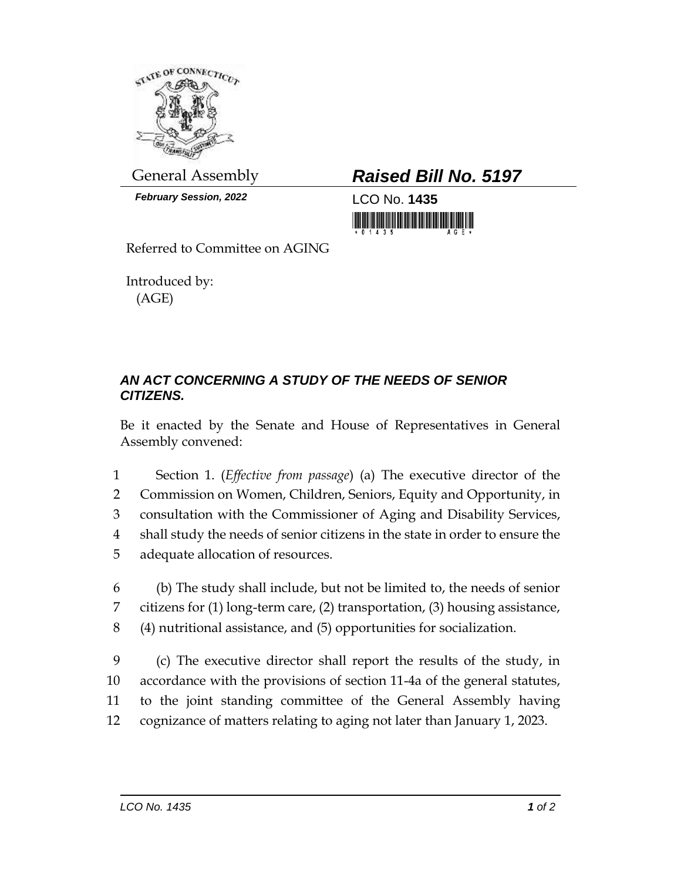General Assembly

***February Session, 2022***

# ***Raised Bill No. 5197***

LCO No. **1435**

Referred to Committee on AGING

Introduced by:
(AGE)

***AN ACT CONCERNING A STUDY OF THE NEEDS OF SENIOR CITIZENS.***

Be it enacted by the Senate and House of Representatives in General Assembly convened:

Section 1. (*Effective from passage*) (a) The executive director of the Commission on Women, Children, Seniors, Equity and Opportunity, in consultation with the Commissioner of Aging and Disability Services, shall study the needs of senior citizens in the state in order to ensure the adequate allocation of resources.

(b) The study shall include, but not be limited to, the needs of senior citizens for (1) long-term care, (2) transportation, (3) housing assistance, (4) nutritional assistance, and (5) opportunities for socialization.

(c) The executive director shall report the results of the study, in accordance with the provisions of section 11-4a of the general statutes, to the joint standing committee of the General Assembly having cognizance of matters relating to aging not later than January 1, 2023.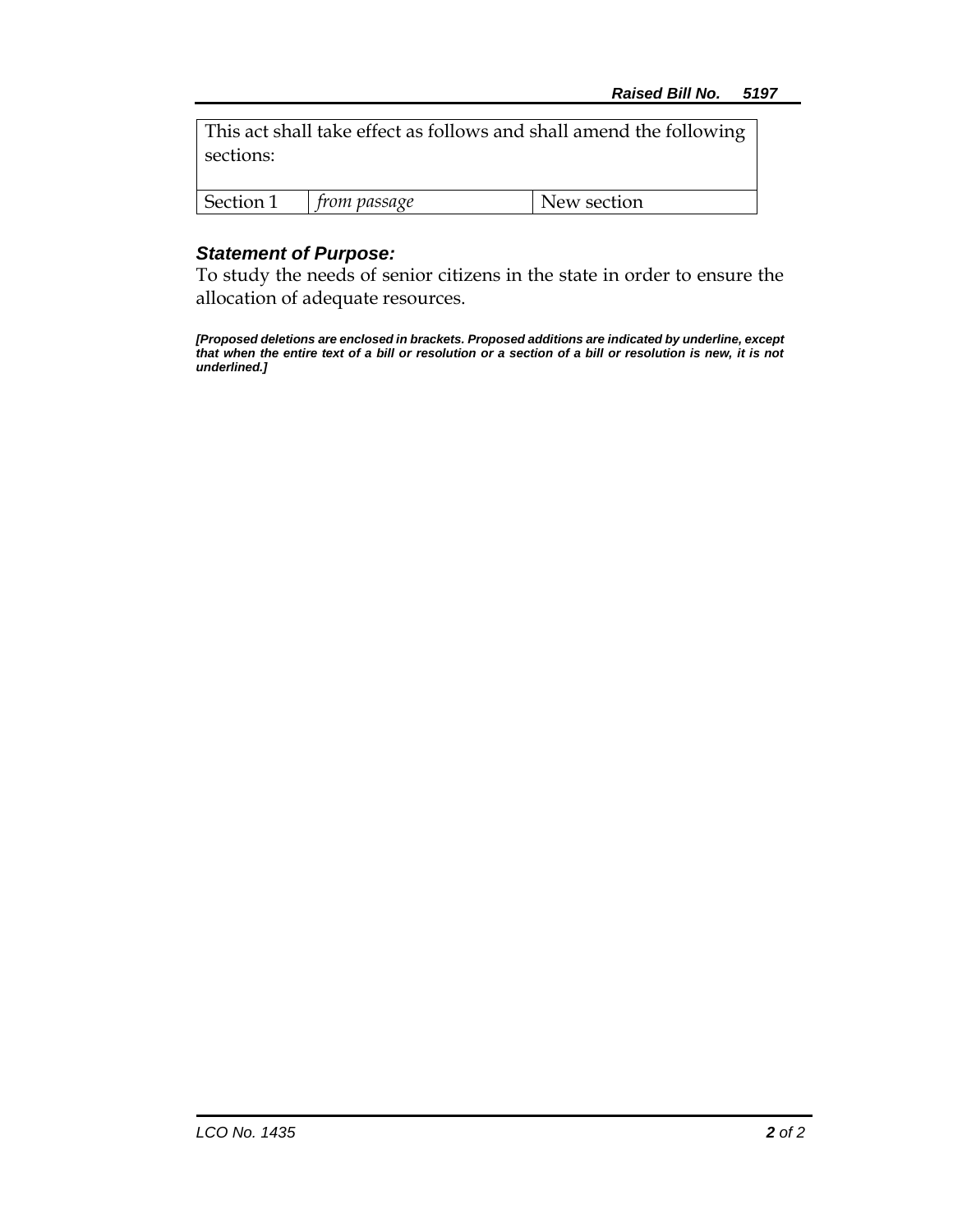| This act shall take effect as follows and shall amend the following sections: | | |
| --- | --- | --- |
| Section 1 | *from passage* | New section |

### *Statement of Purpose:*

To study the needs of senior citizens in the state in order to ensure the allocation of adequate resources.

***[Proposed deletions are enclosed in brackets. Proposed additions are indicated by underline, except that when the entire text of a bill or resolution or a section of a bill or resolution is new, it is not underlined.]***